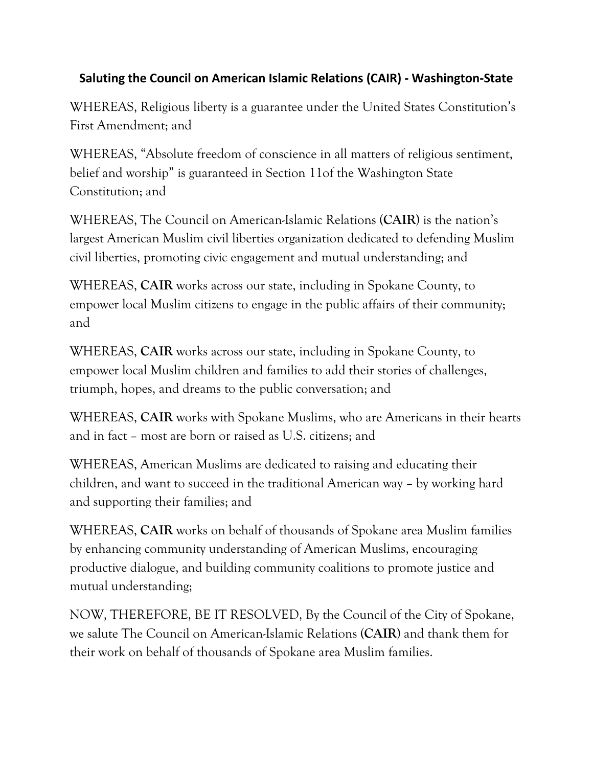## Saluting the Council on American Islamic Relations (CAIR) - Washington-State

WHEREAS, Religious liberty is a guarantee under the United States Constitution's First Amendment; and

WHEREAS, "Absolute freedom of conscience in all matters of religious sentiment, belief and worship" is guaranteed in Section 11of the Washington State Constitution; and

WHEREAS, The Council on American-Islamic Relations (**CAIR**) is the nation's largest American Muslim civil liberties organization dedicated to defending Muslim civil liberties, promoting civic engagement and mutual understanding; and

WHEREAS, **CAIR** works across our state, including in Spokane County, to empower local Muslim citizens to engage in the public affairs of their community; and

WHEREAS, **CAIR** works across our state, including in Spokane County, to empower local Muslim children and families to add their stories of challenges, triumph, hopes, and dreams to the public conversation; and

WHEREAS, **CAIR** works with Spokane Muslims, who are Americans in their hearts and in fact – most are born or raised as U.S. citizens; and

WHEREAS, American Muslims are dedicated to raising and educating their children, and want to succeed in the traditional American way – by working hard and supporting their families; and

WHEREAS, **CAIR** works on behalf of thousands of Spokane area Muslim families by enhancing community understanding of American Muslims, encouraging productive dialogue, and building community coalitions to promote justice and mutual understanding;

NOW, THEREFORE, BE IT RESOLVED, By the Council of the City of Spokane, we salute The Council on American-Islamic Relations (**CAIR**) and thank them for their work on behalf of thousands of Spokane area Muslim families.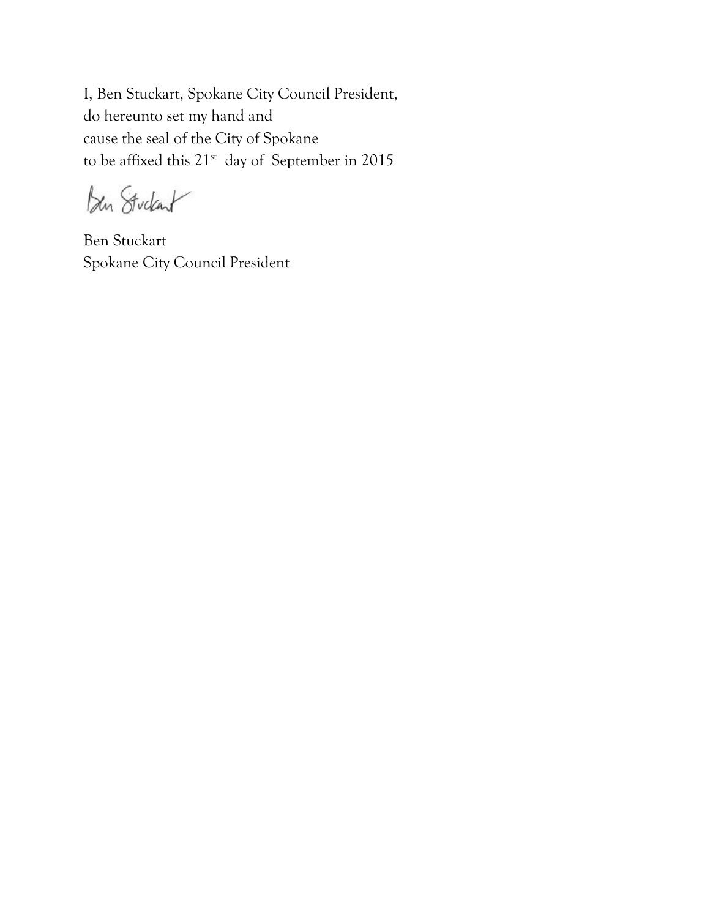I, Ben Stuckart, Spokane City Council President,
do hereunto set my hand and
cause the seal of the City of Spokane
to be affixed this 21st day of September in 2015

Ben Stuckart

Ben Stuckart
Spokane City Council President